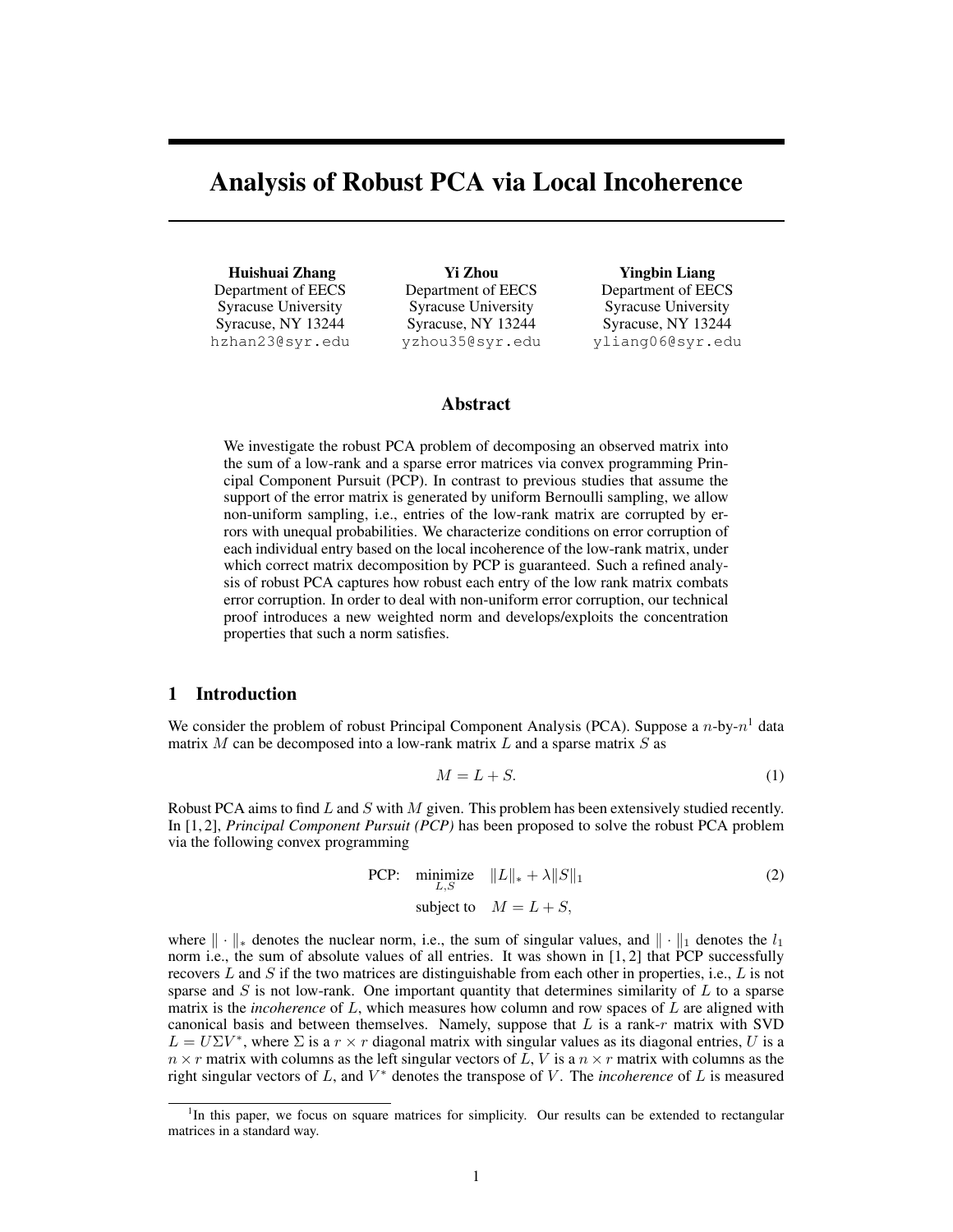# Analysis of Robust PCA via Local Incoherence

**Huishuai Zhang**
Department of EECS
Syracuse University
Syracuse, NY 13244
hzhan23@syr.edu

**Yi Zhou**
Department of EECS
Syracuse University
Syracuse, NY 13244
yzhou35@syr.edu

**Yingbin Liang**
Department of EECS
Syracuse University
Syracuse, NY 13244
yliang06@syr.edu

## Abstract

We investigate the robust PCA problem of decomposing an observed matrix into the sum of a low-rank and a sparse error matrices via convex programming Principal Component Pursuit (PCP). In contrast to previous studies that assume the support of the error matrix is generated by uniform Bernoulli sampling, we allow non-uniform sampling, i.e., entries of the low-rank matrix are corrupted by errors with unequal probabilities. We characterize conditions on error corruption of each individual entry based on the local incoherence of the low-rank matrix, under which correct matrix decomposition by PCP is guaranteed. Such a refined analysis of robust PCA captures how robust each entry of the low rank matrix combats error corruption. In order to deal with non-uniform error corruption, our technical proof introduces a new weighted norm and develops/exploits the concentration properties that such a norm satisfies.

## 1 Introduction

We consider the problem of robust Principal Component Analysis (PCA). Suppose a $n$-by-$n$[1] data matrix $M$ can be decomposed into a low-rank matrix $L$ and a sparse matrix $S$ as

$$M = L + S. \tag{1}$$

Robust PCA aims to find $L$ and $S$ with $M$ given. This problem has been extensively studied recently. In [1, 2], *Principal Component Pursuit (PCP)* has been proposed to solve the robust PCA problem via the following convex programming

$$\begin{aligned} \text{PCP:} \quad & \underset{L,S}{\text{minimize}} \quad \|L\|_* + \lambda \|S\|_1 \\ & \text{subject to} \quad M = L + S, \end{aligned} \tag{2}$$

where $\|\cdot\|_*$ denotes the nuclear norm, i.e., the sum of singular values, and $\|\cdot\|_1$ denotes the $l_1$ norm i.e., the sum of absolute values of all entries. It was shown in [1, 2] that PCP successfully recovers $L$ and $S$ if the two matrices are distinguishable from each other in properties, i.e., $L$ is not sparse and $S$ is not low-rank. One important quantity that determines similarity of $L$ to a sparse matrix is the *incoherence* of $L$, which measures how column and row spaces of $L$ are aligned with canonical basis and between themselves. Namely, suppose that $L$ is a rank-$r$ matrix with SVD $L = U\Sigma V^*$, where $\Sigma$ is a $r \times r$ diagonal matrix with singular values as its diagonal entries, $U$ is a $n \times r$ matrix with columns as the left singular vectors of $L$, $V$ is a $n \times r$ matrix with columns as the right singular vectors of $L$, and $V^*$ denotes the transpose of $V$. The *incoherence* of $L$ is measured

[1] In this paper, we focus on square matrices for simplicity. Our results can be extended to rectangular matrices in a standard way.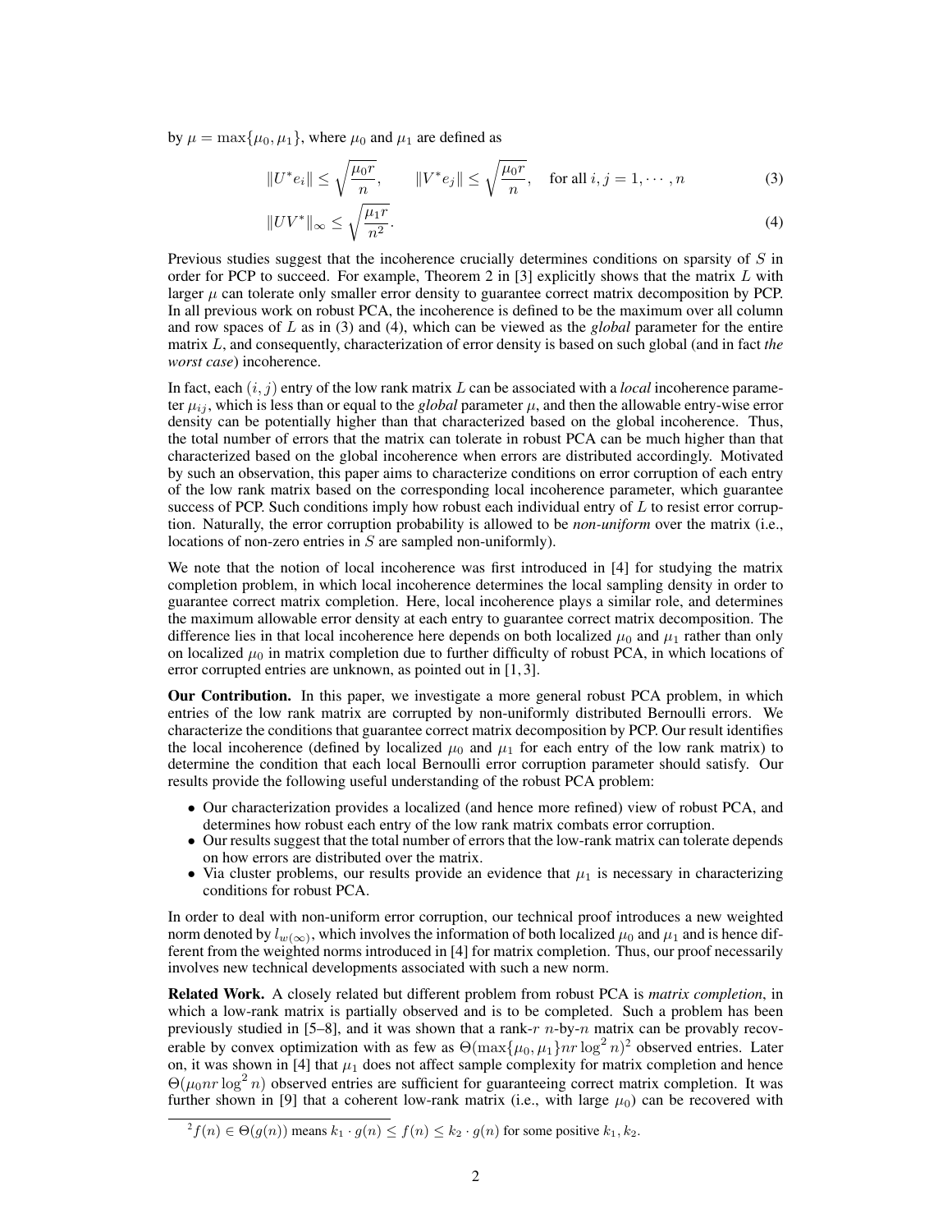by $\mu = \max\{\mu_0, \mu_1\}$, where $\mu_0$ and $\mu_1$ are defined as

$$\|U^* e_i\| \leq \sqrt{\frac{\mu_0 r}{n}}, \qquad \|V^* e_j\| \leq \sqrt{\frac{\mu_0 r}{n}}, \quad \text{for all } i, j = 1, \cdots, n \tag{3}$$

$$\|UV^*\|_\infty \leq \sqrt{\frac{\mu_1 r}{n^2}}. \tag{4}$$

Previous studies suggest that the incoherence crucially determines conditions on sparsity of $S$ in order for PCP to succeed. For example, Theorem 2 in [3] explicitly shows that the matrix $L$ with larger $\mu$ can tolerate only smaller error density to guarantee correct matrix decomposition by PCP. In all previous work on robust PCA, the incoherence is defined to be the maximum over all column and row spaces of $L$ as in (3) and (4), which can be viewed as the *global* parameter for the entire matrix $L$, and consequently, characterization of error density is based on such global (and in fact *the worst case*) incoherence.

In fact, each $(i, j)$ entry of the low rank matrix $L$ can be associated with a *local* incoherence parameter $\mu_{ij}$, which is less than or equal to the *global* parameter $\mu$, and then the allowable entry-wise error density can be potentially higher than that characterized based on the global incoherence. Thus, the total number of errors that the matrix can tolerate in robust PCA can be much higher than that characterized based on the global incoherence when errors are distributed accordingly. Motivated by such an observation, this paper aims to characterize conditions on error corruption of each entry of the low rank matrix based on the corresponding local incoherence parameter, which guarantee success of PCP. Such conditions imply how robust each individual entry of $L$ to resist error corruption. Naturally, the error corruption probability is allowed to be *non-uniform* over the matrix (i.e., locations of non-zero entries in $S$ are sampled non-uniformly).

We note that the notion of local incoherence was first introduced in [4] for studying the matrix completion problem, in which local incoherence determines the local sampling density in order to guarantee correct matrix completion. Here, local incoherence plays a similar role, and determines the maximum allowable error density at each entry to guarantee correct matrix decomposition. The difference lies in that local incoherence here depends on both localized $\mu_0$ and $\mu_1$ rather than only on localized $\mu_0$ in matrix completion due to further difficulty of robust PCA, in which locations of error corrupted entries are unknown, as pointed out in [1, 3].

**Our Contribution.** In this paper, we investigate a more general robust PCA problem, in which entries of the low rank matrix are corrupted by non-uniformly distributed Bernoulli errors. We characterize the conditions that guarantee correct matrix decomposition by PCP. Our result identifies the local incoherence (defined by localized $\mu_0$ and $\mu_1$ for each entry of the low rank matrix) to determine the condition that each local Bernoulli error corruption parameter should satisfy. Our results provide the following useful understanding of the robust PCA problem:

- Our characterization provides a localized (and hence more refined) view of robust PCA, and determines how robust each entry of the low rank matrix combats error corruption.
- Our results suggest that the total number of errors that the low-rank matrix can tolerate depends on how errors are distributed over the matrix.
- Via cluster problems, our results provide an evidence that $\mu_1$ is necessary in characterizing conditions for robust PCA.

In order to deal with non-uniform error corruption, our technical proof introduces a new weighted norm denoted by $l_{w(\infty)}$, which involves the information of both localized $\mu_0$ and $\mu_1$ and is hence different from the weighted norms introduced in [4] for matrix completion. Thus, our proof necessarily involves new technical developments associated with such a new norm.

**Related Work.** A closely related but different problem from robust PCA is *matrix completion*, in which a low-rank matrix is partially observed and is to be completed. Such a problem has been previously studied in [5–8], and it was shown that a rank-$r$ $n$-by-$n$ matrix can be provably recoverable by convex optimization with as few as $\Theta(\max\{\mu_0, \mu_1\} nr \log^2 n)$[2] observed entries. Later on, it was shown in [4] that $\mu_1$ does not affect sample complexity for matrix completion and hence $\Theta(\mu_0 nr \log^2 n)$ observed entries are sufficient for guaranteeing correct matrix completion. It was further shown in [9] that a coherent low-rank matrix (i.e., with large $\mu_0$) can be recovered with

[2] $f(n) \in \Theta(g(n))$ means $k_1 \cdot g(n) \leq f(n) \leq k_2 \cdot g(n)$ for some positive $k_1, k_2$.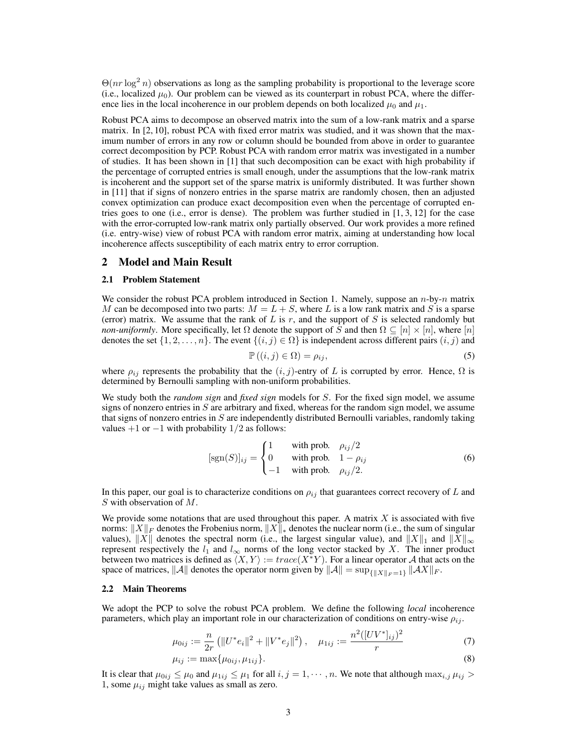$\Theta(nr \log^2 n)$ observations as long as the sampling probability is proportional to the leverage score (i.e., localized $\mu_0$). Our problem can be viewed as its counterpart in robust PCA, where the difference lies in the local incoherence in our problem depends on both localized $\mu_0$ and $\mu_1$.

Robust PCA aims to decompose an observed matrix into the sum of a low-rank matrix and a sparse matrix. In [2, 10], robust PCA with fixed error matrix was studied, and it was shown that the maximum number of errors in any row or column should be bounded from above in order to guarantee correct decomposition by PCP. Robust PCA with random error matrix was investigated in a number of studies. It has been shown in [1] that such decomposition can be exact with high probability if the percentage of corrupted entries is small enough, under the assumptions that the low-rank matrix is incoherent and the support set of the sparse matrix is uniformly distributed. It was further shown in [11] that if signs of nonzero entries in the sparse matrix are randomly chosen, then an adjusted convex optimization can produce exact decomposition even when the percentage of corrupted entries goes to one (i.e., error is dense). The problem was further studied in [1, 3, 12] for the case with the error-corrupted low-rank matrix only partially observed. Our work provides a more refined (i.e. entry-wise) view of robust PCA with random error matrix, aiming at understanding how local incoherence affects susceptibility of each matrix entry to error corruption.

## 2 Model and Main Result

### 2.1 Problem Statement

We consider the robust PCA problem introduced in Section 1. Namely, suppose an $n$-by-$n$ matrix $M$ can be decomposed into two parts: $M = L + S$, whereas $L$ is a low rank matrix and $S$ is a sparse (error) matrix. We assume that the rank of $L$ is $r$, and the support of $S$ is selected randomly but *non-uniformly*. More specifically, let $\Omega$ denote the support of $S$ and then $\Omega \subseteq [n] \times [n]$, where $[n]$ denotes the set $\{1, 2, \ldots, n\}$. The event $\{(i,j) \in \Omega\}$ is independent across different pairs $(i,j)$ and

$$\mathbb{P}\left((i,j) \in \Omega\right) = \rho_{ij}, \tag{5}$$

where $\rho_{ij}$ represents the probability that the $(i,j)$-entry of $L$ is corrupted by error. Hence, $\Omega$ is determined by Bernoulli sampling with non-uniform probabilities.

We study both the *random sign* and *fixed sign* models for $S$. For the fixed sign model, we assume signs of nonzero entries in $S$ are arbitrary and fixed, whereas for the random sign model, we assume that signs of nonzero entries in $S$ are independently distributed Bernoulli variables, randomly taking values $+1$ or $-1$ with probability $1/2$ as follows:

$$[\mathrm{sgn}(S)]_{ij} = \begin{cases} 1 & \text{with prob.} \quad \rho_{ij}/2 \\ 0 & \text{with prob.} \quad 1 - \rho_{ij} \\ -1 & \text{with prob.} \quad \rho_{ij}/2. \end{cases} \tag{6}$$

In this paper, our goal is to characterize conditions on $\rho_{ij}$ that guarantees correct recovery of $L$ and $S$ with observation of $M$.

We provide some notations that are used throughout this paper. A matrix $X$ is associated with five norms: $\|X\|_F$ denotes the Frobenius norm, $\|X\|_*$ denotes the nuclear norm (i.e., the sum of singular values), $\|X\|$ denotes the spectral norm (i.e., the largest singular value), and $\|X\|_1$ and $\|X\|_\infty$ represent respectively the $l_1$ and $l_\infty$ norms of the long vector stacked by $X$. The inner product between two matrices is defined as $\langle X, Y \rangle := trace(X^* Y)$. For a linear operator $\mathcal{A}$ that acts on the space of matrices, $\|\mathcal{A}\|$ denotes the operator norm given by $\|\mathcal{A}\| = \sup_{\{\|X\|_F = 1\}} \|\mathcal{A}X\|_F$.

### 2.2 Main Theorems

We adopt the PCP to solve the robust PCA problem. We define the following *local* incoherence parameters, which play an important role in our characterization of conditions on entry-wise $\rho_{ij}$.

$$\mu_{0ij} := \frac{n}{2r}\left(\|U^* e_i\|^2 + \|V^* e_j\|^2\right), \quad \mu_{1ij} := \frac{n^2([UV^*]_{ij})^2}{r} \tag{7}$$

$$\mu_{ij} := \max\{\mu_{0ij}, \mu_{1ij}\}. \tag{8}$$

It is clear that $\mu_{0ij} \leq \mu_0$ and $\mu_{1ij} \leq \mu_1$ for all $i, j = 1, \cdots, n$. We note that although $\max_{i,j} \mu_{ij} > 1$, some $\mu_{ij}$ might take values as small as zero.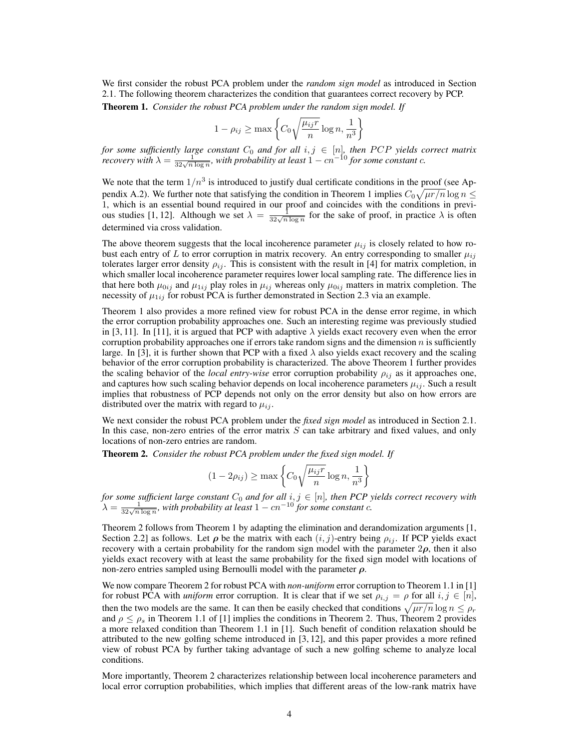We first consider the robust PCA problem under the *random sign model* as introduced in Section 2.1. The following theorem characterizes the condition that guarantees correct recovery by PCP.

**Theorem 1.** *Consider the robust PCA problem under the random sign model. If*

$$1 - \rho_{ij} \geq \max\left\{ C_0 \sqrt{\frac{\mu_{ij} r}{n}} \log n, \frac{1}{n^3} \right\}$$

*for some sufficiently large constant $C_0$ and for all $i, j \in [n]$, then $PCP$ yields correct matrix recovery with $\lambda = \frac{1}{32\sqrt{n \log n}}$, with probability at least $1 - cn^{-10}$ for some constant $c$.*

We note that the term $1/n^3$ is introduced to justify dual certificate conditions in the proof (see Appendix A.2). We further note that satisfying the condition in Theorem 1 implies $C_0\sqrt{\mu r/n} \log n \leq 1$, which is an essential bound required in our proof and coincides with the conditions in previous studies [1, 12]. Although we set $\lambda = \frac{1}{32\sqrt{n \log n}}$ for the sake of proof, in practice $\lambda$ is often determined via cross validation.

The above theorem suggests that the local incoherence parameter $\mu_{ij}$ is closely related to how robust each entry of $L$ to error corruption in matrix recovery. An entry corresponding to smaller $\mu_{ij}$ tolerates larger error density $\rho_{ij}$. This is consistent with the result in [4] for matrix completion, in which smaller local incoherence parameter requires lower local sampling rate. The difference lies in that here both $\mu_{0ij}$ and $\mu_{1ij}$ play roles in $\mu_{ij}$ whereas only $\mu_{0ij}$ matters in matrix completion. The necessity of $\mu_{1ij}$ for robust PCA is further demonstrated in Section 2.3 via an example.

Theorem 1 also provides a more refined view for robust PCA in the dense error regime, in which the error corruption probability approaches one. Such an interesting regime was previously studied in [3, 11]. In [11], it is argued that PCP with adaptive $\lambda$ yields exact recovery even when the error corruption probability approaches one if errors take random signs and the dimension $n$ is sufficiently large. In [3], it is further shown that PCP with a fixed $\lambda$ also yields exact recovery and the scaling behavior of the error corruption probability is characterized. The above Theorem 1 further provides the scaling behavior of the *local entry-wise* error corruption probability $\rho_{ij}$ as it approaches one, and captures how such scaling behavior depends on local incoherence parameters $\mu_{ij}$. Such a result implies that robustness of PCP depends not only on the error density but also on how errors are distributed over the matrix with regard to $\mu_{ij}$.

We next consider the robust PCA problem under the *fixed sign model* as introduced in Section 2.1. In this case, non-zero entries of the error matrix $S$ can take arbitrary and fixed values, and only locations of non-zero entries are random.

**Theorem 2.** *Consider the robust PCA problem under the fixed sign model. If*

$$(1 - 2\rho_{ij}) \geq \max\left\{ C_0 \sqrt{\frac{\mu_{ij} r}{n}} \log n, \frac{1}{n^3} \right\}$$

*for some sufficient large constant $C_0$ and for all $i, j \in [n]$, then PCP yields correct recovery with $\lambda = \frac{1}{32\sqrt{n \log n}}$, with probability at least $1 - cn^{-10}$ for some constant $c$.*

Theorem 2 follows from Theorem 1 by adapting the elimination and derandomization arguments [1, Section 2.2] as follows. Let $\boldsymbol{\rho}$ be the matrix with each $(i, j)$-entry being $\rho_{ij}$. If PCP yields exact recovery with a certain probability for the random sign model with the parameter $2\boldsymbol{\rho}$, then it also yields exact recovery with at least the same probability for the fixed sign model with locations of non-zero entries sampled using Bernoulli model with the parameter $\boldsymbol{\rho}$.

We now compare Theorem 2 for robust PCA with *non-uniform* error corruption to Theorem 1.1 in [1] for robust PCA with *uniform* error corruption. It is clear that if we set $\rho_{i,j} = \rho$ for all $i, j \in [n]$, then the two models are the same. It can then be easily checked that conditions $\sqrt{\mu r/n} \log n \leq \rho_r$ and $\rho \leq \rho_s$ in Theorem 1.1 of [1] implies the conditions in Theorem 2. Thus, Theorem 2 provides a more relaxed condition than Theorem 1.1 in [1]. Such benefit of condition relaxation should be attributed to the new golfing scheme introduced in [3, 12], and this paper provides a more refined view of robust PCA by further taking advantage of such a new golfing scheme to analyze local conditions.

More importantly, Theorem 2 characterizes relationship between local incoherence parameters and local error corruption probabilities, which implies that different areas of the low-rank matrix have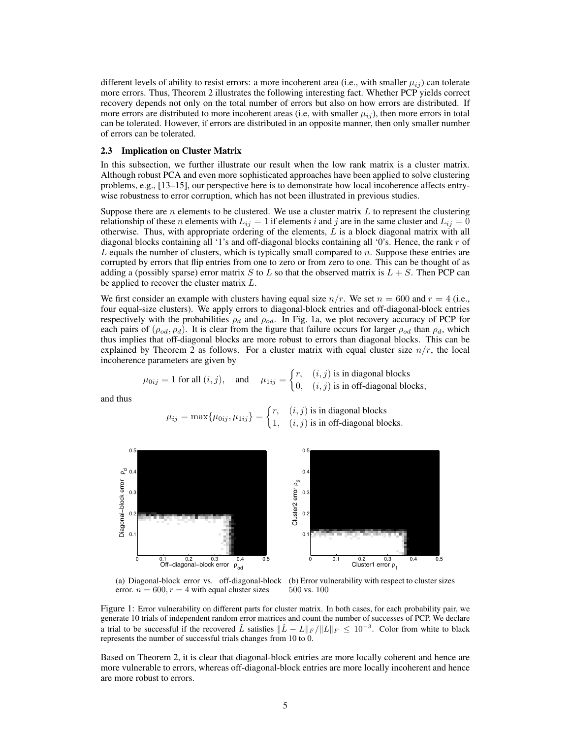different levels of ability to resist errors: a more incoherent area (i.e., with smaller $\mu_{ij}$) can tolerate more errors. Thus, Theorem 2 illustrates the following interesting fact. Whether PCP yields correct recovery depends not only on the total number of errors but also on how errors are distributed. If more errors are distributed to more incoherent areas (i.e, with smaller $\mu_{ij}$), then more errors in total can be tolerated. However, if errors are distributed in an opposite manner, then only smaller number of errors can be tolerated.

### 2.3 Implication on Cluster Matrix

In this subsection, we further illustrate our result when the low rank matrix is a cluster matrix. Although robust PCA and even more sophisticated approaches have been applied to solve clustering problems, e.g., [13–15], our perspective here is to demonstrate how local incoherence affects entry-wise robustness to error corruption, which has not been illustrated in previous studies.

Suppose there are $n$ elements to be clustered. We use a cluster matrix $L$ to represent the clustering relationship of these $n$ elements with $L_{ij} = 1$ if elements $i$ and $j$ are in the same cluster and $L_{ij} = 0$ otherwise. Thus, with appropriate ordering of the elements, $L$ is a block diagonal matrix with all diagonal blocks containing all '1's and off-diagonal blocks containing all '0's. Hence, the rank $r$ of $L$ equals the number of clusters, which is typically small compared to $n$. Suppose these entries are corrupted by errors that flip entries from one to zero or from zero to one. This can be thought of as adding a (possibly sparse) error matrix $S$ to $L$ so that the observed matrix is $L + S$. Then PCP can be applied to recover the cluster matrix $L$.

We first consider an example with clusters having equal size $n/r$. We set $n = 600$ and $r = 4$ (i.e., four equal-size clusters). We apply errors to diagonal-block entries and off-diagonal-block entries respectively with the probabilities $\rho_d$ and $\rho_{od}$. In Fig. 1a, we plot recovery accuracy of PCP for each pairs of $(\rho_{od}, \rho_d)$. It is clear from the figure that failure occurs for larger $\rho_{od}$ than $\rho_d$, which thus implies that off-diagonal blocks are more robust to errors than diagonal blocks. This can be explained by Theorem 2 as follows. For a cluster matrix with equal cluster size $n/r$, the local incoherence parameters are given by

$$\mu_{0ij} = 1 \text{ for all } (i,j), \quad \text{and} \quad \mu_{1ij} = \begin{cases} r, & (i,j) \text{ is in diagonal blocks} \\ 0, & (i,j) \text{ is in off-diagonal blocks,} \end{cases}$$

and thus

$$\mu_{ij} = \max\{\mu_{0ij}, \mu_{1ij}\} = \begin{cases} r, & (i,j) \text{ is in diagonal blocks} \\ 1, & (i,j) \text{ is in off-diagonal blocks.} \end{cases}$$

(a) Diagonal-block error vs. off-diagonal-block error. $n = 600, r = 4$ with equal cluster sizes

(b) Error vulnerability with respect to cluster sizes 500 vs. 100

Figure 1: Error vulnerability on different parts for cluster matrix. In both cases, for each probability pair, we generate 10 trials of independent random error matrices and count the number of successes of PCP. We declare a trial to be successful if the recovered $\hat{L}$ satisfies $\|\hat{L} - L\|_F / \|L\|_F \leq 10^{-3}$. Color from white to black represents the number of successful trials changes from 10 to 0.

Based on Theorem 2, it is clear that diagonal-block entries are more locally coherent and hence are more vulnerable to errors, whereas off-diagonal-block entries are more locally incoherent and hence are more robust to errors.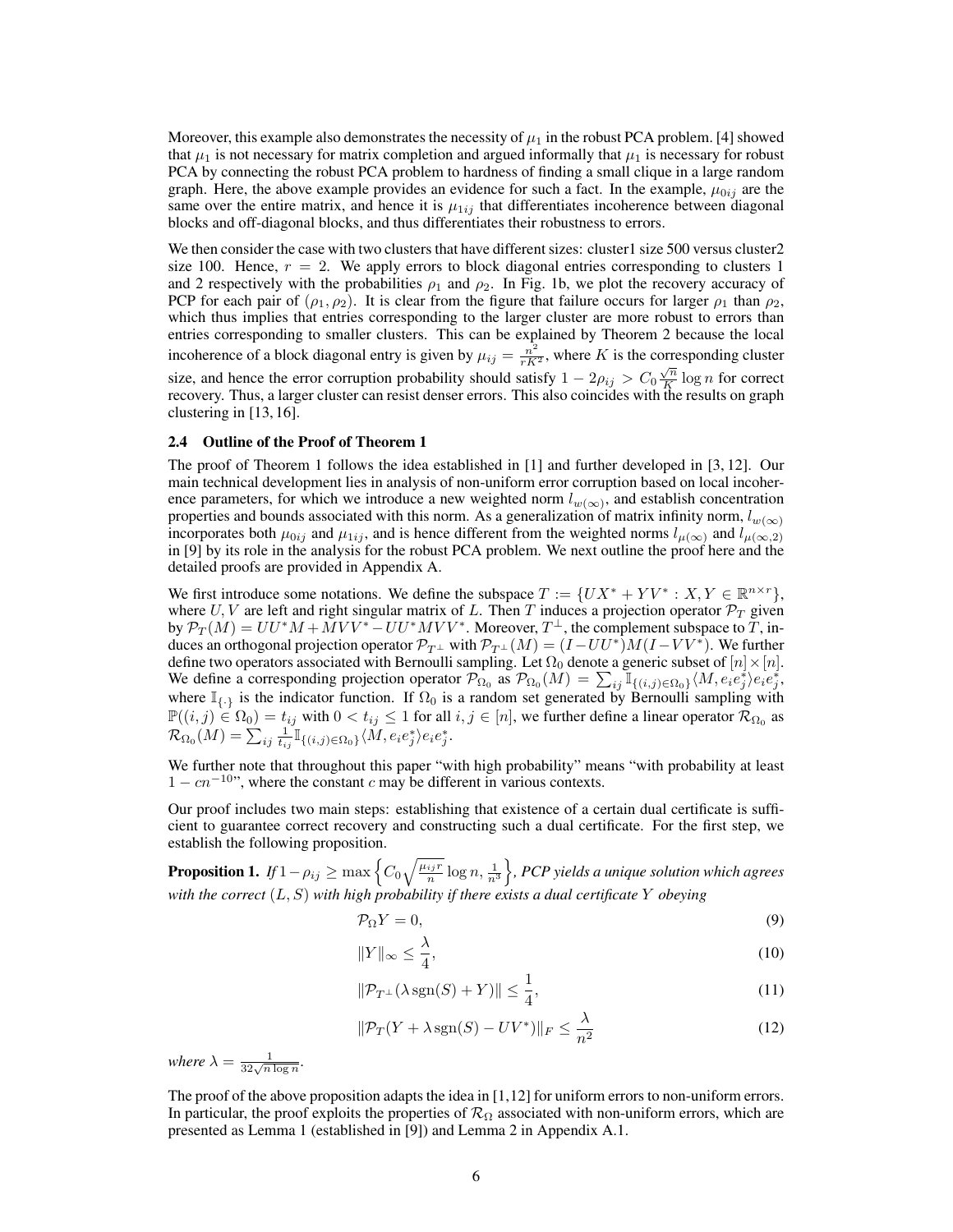Moreover, this example also demonstrates the necessity of $\mu_1$ in the robust PCA problem. [4] showed that $\mu_1$ is not necessary for matrix completion and argued informally that $\mu_1$ is necessary for robust PCA by connecting the robust PCA problem to hardness of finding a small clique in a large random graph. Here, the above example provides an evidence for such a fact. In the example, $\mu_{0ij}$ are the same over the entire matrix, and hence it is $\mu_{1ij}$ that differentiates incoherence between diagonal blocks and off-diagonal blocks, and thus differentiates their robustness to errors.

We then consider the case with two clusters that have different sizes: cluster1 size 500 versus cluster2 size 100. Hence, $r = 2$. We apply errors to block diagonal entries corresponding to clusters 1 and 2 respectively with the probabilities $\rho_1$ and $\rho_2$. In Fig. 1b, we plot the recovery accuracy of PCP for each pair of $(\rho_1, \rho_2)$. It is clear from the figure that failure occurs for larger $\rho_1$ than $\rho_2$, which thus implies that entries corresponding to the larger cluster are more robust to errors than entries corresponding to smaller clusters. This can be explained by Theorem 2 because the local incoherence of a block diagonal entry is given by $\mu_{ij} = \frac{n^2}{rK^2}$, where $K$ is the corresponding cluster size, and hence the error corruption probability should satisfy $1 - 2\rho_{ij} > C_0 \frac{\sqrt{n}}{K} \log n$ for correct recovery. Thus, a larger cluster can resist denser errors. This also coincides with the results on graph clustering in [13, 16].

### 2.4 Outline of the Proof of Theorem 1

The proof of Theorem 1 follows the idea established in [1] and further developed in [3, 12]. Our main technical development lies in analysis of non-uniform error corruption based on local incoherence parameters, for which we introduce a new weighted norm $l_{w(\infty)}$, and establish concentration properties and bounds associated with this norm. As a generalization of matrix infinity norm, $l_{w(\infty)}$ incorporates both $\mu_{0ij}$ and $\mu_{1ij}$, and is hence different from the weighted norms $l_{\mu(\infty)}$ and $l_{\mu(\infty,2)}$ in [9] by its role in the analysis for the robust PCA problem. We next outline the proof here and the detailed proofs are provided in Appendix A.

We first introduce some notations. We define the subspace $T := \{UX^* + YV^* : X, Y \in \mathbb{R}^{n\times r}\}$, where $U, V$ are left and right singular matrix of $L$. Then $T$ induces a projection operator $\mathcal{P}_T$ given by $\mathcal{P}_T(M) = UU^*M + MVV^* - UU^*MVV^*$. Moreover, $T^\perp$, the complement subspace to $T$, induces an orthogonal projection operator $\mathcal{P}_{T^\perp}$ with $\mathcal{P}_{T^\perp}(M) = (I - UU^*)M(I - VV^*)$. We further define two operators associated with Bernoulli sampling. Let $\Omega_0$ denote a generic subset of $[n]\times[n]$. We define a corresponding projection operator $\mathcal{P}_{\Omega_0}$ as $\mathcal{P}_{\Omega_0}(M) = \sum_{ij} \mathbb{I}_{\{(i,j)\in\Omega_0\}} \langle M, e_i e_j^* \rangle e_i e_j^*$, where $\mathbb{I}_{\{\cdot\}}$ is the indicator function. If $\Omega_0$ is a random set generated by Bernoulli sampling with $\mathbb{P}((i,j) \in \Omega_0) = t_{ij}$ with $0 < t_{ij} \le 1$ for all $i, j \in [n]$, we further define a linear operator $\mathcal{R}_{\Omega_0}$ as $\mathcal{R}_{\Omega_0}(M) = \sum_{ij} \frac{1}{t_{ij}} \mathbb{I}_{\{(i,j)\in\Omega_0\}} \langle M, e_i e_j^* \rangle e_i e_j^*$.

We further note that throughout this paper "with high probability" means "with probability at least $1 - cn^{-10}$", where the constant $c$ may be different in various contexts.

Our proof includes two main steps: establishing that existence of a certain dual certificate is sufficient to guarantee correct recovery and constructing such a dual certificate. For the first step, we establish the following proposition.

**Proposition 1.** *If* $1 - \rho_{ij} \ge \max\left\{ C_0 \sqrt{\frac{\mu_{ij} r}{n}} \log n, \frac{1}{n^3} \right\}$*, PCP yields a unique solution which agrees with the correct* $(L, S)$ *with high probability if there exists a dual certificate* $Y$ *obeying*

$$\mathcal{P}_\Omega Y = 0, \tag{9}$$

$$\|Y\|_\infty \le \frac{\lambda}{4}, \tag{10}$$

$$\|\mathcal{P}_{T^\perp}(\lambda \operatorname{sgn}(S) + Y)\| \le \frac{1}{4}, \tag{11}$$

$$\|\mathcal{P}_T(Y + \lambda \operatorname{sgn}(S) - UV^*)\|_F \le \frac{\lambda}{n^2} \tag{12}$$

*where* $\lambda = \frac{1}{32\sqrt{n \log n}}$.

The proof of the above proposition adapts the idea in [1,12] for uniform errors to non-uniform errors. In particular, the proof exploits the properties of $\mathcal{R}_\Omega$ associated with non-uniform errors, which are presented as Lemma 1 (established in [9]) and Lemma 2 in Appendix A.1.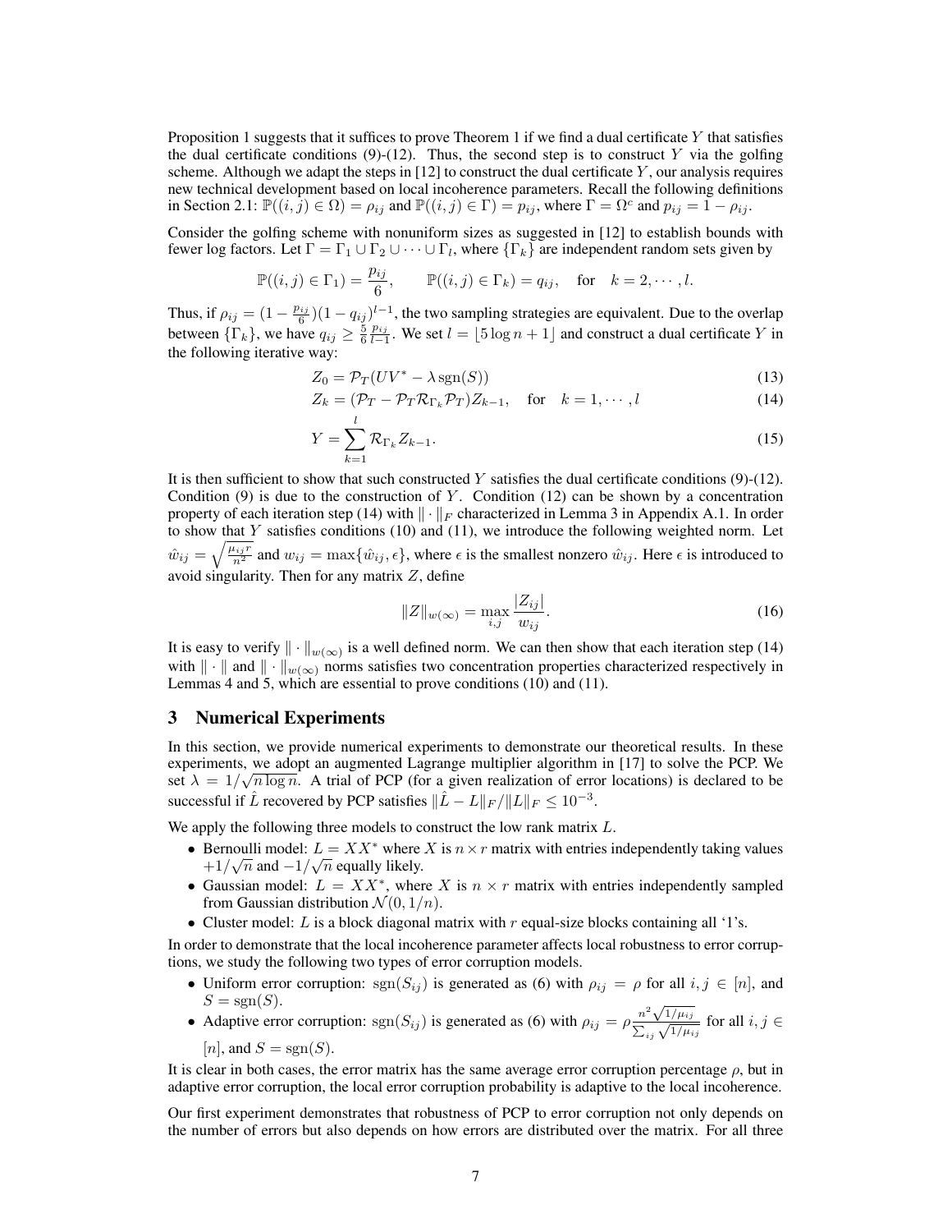Proposition 1 suggests that it suffices to prove Theorem 1 if we find a dual certificate $Y$ that satisfies the dual certificate conditions (9)-(12). Thus, the second step is to construct $Y$ via the golfing scheme. Although we adapt the steps in [12] to construct the dual certificate $Y$, our analysis requires new technical development based on local incoherence parameters. Recall the following definitions in Section 2.1: $\mathbb{P}((i,j) \in \Omega) = \rho_{ij}$ and $\mathbb{P}((i,j) \in \Gamma) = p_{ij}$, where $\Gamma = \Omega^c$ and $p_{ij} = 1 - \rho_{ij}$.

Consider the golfing scheme with nonuniform sizes as suggested in [12] to establish bounds with fewer log factors. Let $\Gamma = \Gamma_1 \cup \Gamma_2 \cup \cdots \cup \Gamma_l$, where $\{\Gamma_k\}$ are independent random sets given by

$$\mathbb{P}((i,j) \in \Gamma_1) = \frac{p_{ij}}{6}, \qquad \mathbb{P}((i,j) \in \Gamma_k) = q_{ij}, \quad \text{for} \quad k = 2, \cdots, l.$$

Thus, if $\rho_{ij} = (1 - \frac{p_{ij}}{6})(1 - q_{ij})^{l-1}$, the two sampling strategies are equivalent. Due to the overlap between $\{\Gamma_k\}$, we have $q_{ij} \geq \frac{5}{6}\frac{p_{ij}}{l-1}$. We set $l = \lfloor 5 \log n + 1 \rfloor$ and construct a dual certificate $Y$ in the following iterative way:

$$Z_0 = \mathcal{P}_T(UV^* - \lambda \operatorname{sgn}(S)) \tag{13}$$

$$Z_k = (\mathcal{P}_T - \mathcal{P}_T \mathcal{R}_{\Gamma_k} \mathcal{P}_T) Z_{k-1}, \quad \text{for} \quad k = 1, \cdots, l \tag{14}$$

$$Y = \sum_{k=1}^{l} \mathcal{R}_{\Gamma_k} Z_{k-1}. \tag{15}$$

It is then sufficient to show that such constructed $Y$ satisfies the dual certificate conditions (9)-(12). Condition (9) is due to the construction of $Y$. Condition (12) can be shown by a concentration property of each iteration step (14) with $\|\cdot\|_F$ characterized in Lemma 3 in Appendix A.1. In order to show that $Y$ satisfies conditions (10) and (11), we introduce the following weighted norm. Let $\hat{w}_{ij} = \sqrt{\frac{\mu_{ij} r}{n^2}}$ and $w_{ij} = \max\{\hat{w}_{ij}, \epsilon\}$, where $\epsilon$ is the smallest nonzero $\hat{w}_{ij}$. Here $\epsilon$ is introduced to avoid singularity. Then for any matrix $Z$, define

$$\|Z\|_{w(\infty)} = \max_{i,j} \frac{|Z_{ij}|}{w_{ij}}. \tag{16}$$

It is easy to verify $\|\cdot\|_{w(\infty)}$ is a well defined norm. We can then show that each iteration step (14) with $\|\cdot\|$ and $\|\cdot\|_{w(\infty)}$ norms satisfies two concentration properties characterized respectively in Lemmas 4 and 5, which are essential to prove conditions (10) and (11).

## 3 Numerical Experiments

In this section, we provide numerical experiments to demonstrate our theoretical results. In these experiments, we adopt an augmented Lagrange multiplier algorithm in [17] to solve the PCP. We set $\lambda = 1/\sqrt{n \log n}$. A trial of PCP (for a given realization of error locations) is declared to be successful if $\hat{L}$ recovered by PCP satisfies $\|\hat{L} - L\|_F / \|L\|_F \leq 10^{-3}$.

We apply the following three models to construct the low rank matrix $L$.

- Bernoulli model: $L = XX^*$ where $X$ is $n \times r$ matrix with entries independently taking values $+1/\sqrt{n}$ and $-1/\sqrt{n}$ equally likely.
- Gaussian model: $L = XX^*$, where $X$ is $n \times r$ matrix with entries independently sampled from Gaussian distribution $\mathcal{N}(0, 1/n)$.
- Cluster model: $L$ is a block diagonal matrix with $r$ equal-size blocks containing all '1's.

In order to demonstrate that the local incoherence parameter affects local robustness to error corruptions, we study the following two types of error corruption models.

- Uniform error corruption: $\operatorname{sgn}(S_{ij})$ is generated as (6) with $\rho_{ij} = \rho$ for all $i, j \in [n]$, and $S = \operatorname{sgn}(S)$.
- Adaptive error corruption: $\operatorname{sgn}(S_{ij})$ is generated as (6) with $\rho_{ij} = \rho \frac{n^2 \sqrt{1/\mu_{ij}}}{\sum_{ij} \sqrt{1/\mu_{ij}}}$ for all $i, j \in [n]$, and $S = \operatorname{sgn}(S)$.

It is clear in both cases, the error matrix has the same average error corruption percentage $\rho$, but in adaptive error corruption, the local error corruption probability is adaptive to the local incoherence.

Our first experiment demonstrates that robustness of PCP to error corruption not only depends on the number of errors but also depends on how errors are distributed over the matrix. For all three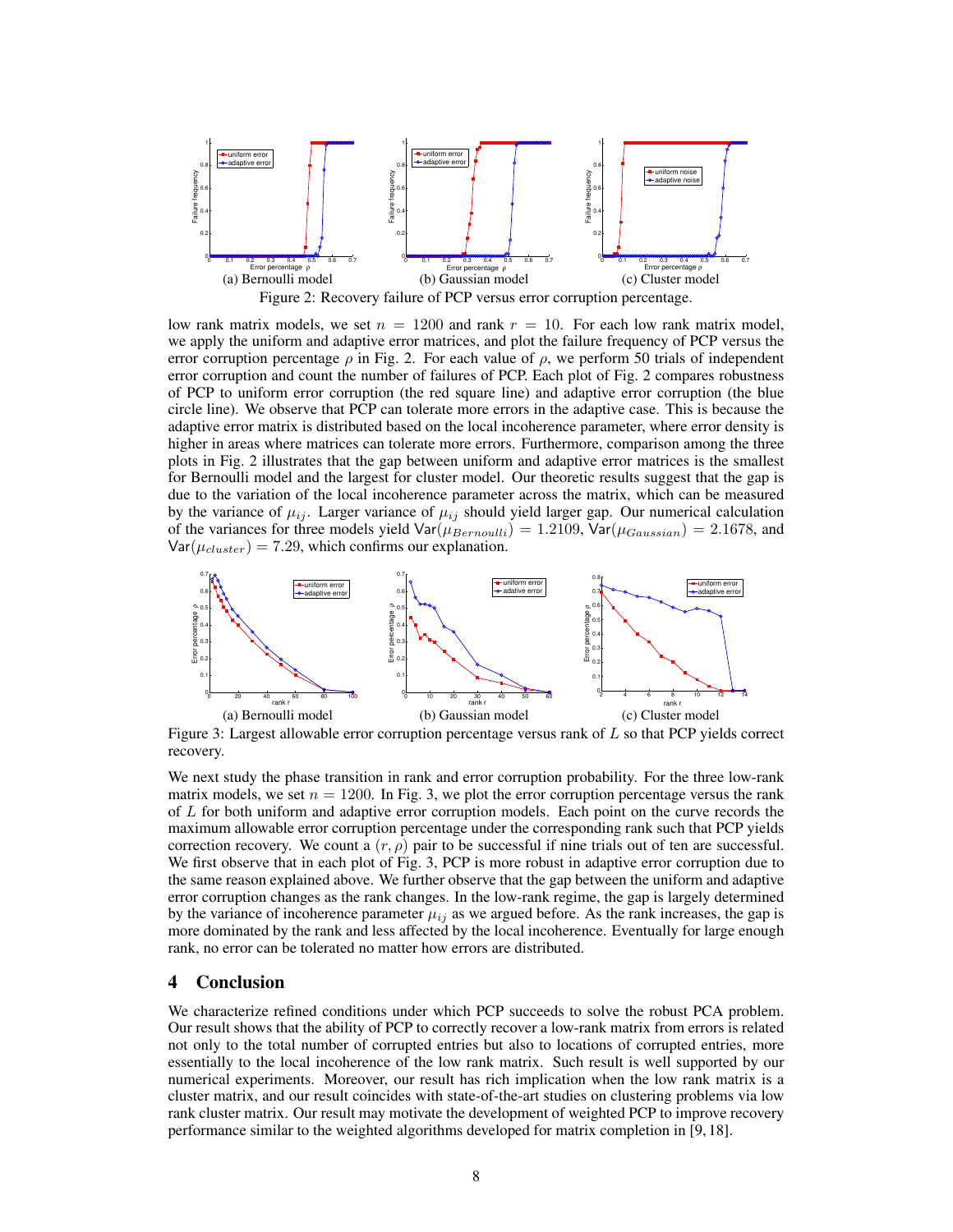(a) Bernoulli model (b) Gaussian model (c) Cluster model

Figure 2: Recovery failure of PCP versus error corruption percentage.

low rank matrix models, we set $n = 1200$ and rank $r = 10$. For each low rank matrix model, we apply the uniform and adaptive error matrices, and plot the failure frequency of PCP versus the error corruption percentage $\rho$ in Fig. 2. For each value of $\rho$, we perform 50 trials of independent error corruption and count the number of failures of PCP. Each plot of Fig. 2 compares robustness of PCP to uniform error corruption (the red square line) and adaptive error corruption (the blue circle line). We observe that PCP can tolerate more errors in the adaptive case. This is because the adaptive error matrix is distributed based on the local incoherence parameter, where error density is higher in areas where matrices can tolerate more errors. Furthermore, comparison among the three plots in Fig. 2 illustrates that the gap between uniform and adaptive error matrices is the smallest for Bernoulli model and the largest for cluster model. Our theoretic results suggest that the gap is due to the variation of the local incoherence parameter across the matrix, which can be measured by the variance of $\mu_{ij}$. Larger variance of $\mu_{ij}$ should yield larger gap. Our numerical calculation of the variances for three models yield $\mathsf{Var}(\mu_{Bernoulli}) = 1.2109$, $\mathsf{Var}(\mu_{Gaussian}) = 2.1678$, and $\mathsf{Var}(\mu_{cluster}) = 7.29$, which confirms our explanation.

(a) Bernoulli model (b) Gaussian model (c) Cluster model

Figure 3: Largest allowable error corruption percentage versus rank of $L$ so that PCP yields correct recovery.

We next study the phase transition in rank and error corruption probability. For the three low-rank matrix models, we set $n = 1200$. In Fig. 3, we plot the error corruption percentage versus the rank of $L$ for both uniform and adaptive error corruption models. Each point on the curve records the maximum allowable error corruption percentage under the corresponding rank such that PCP yields correction recovery. We count a $(r, \rho)$ pair to be successful if nine trials out of ten are successful. We first observe that in each plot of Fig. 3, PCP is more robust in adaptive error corruption due to the same reason explained above. We further observe that the gap between the uniform and adaptive error corruption changes as the rank changes. In the low-rank regime, the gap is largely determined by the variance of incoherence parameter $\mu_{ij}$ as we argued before. As the rank increases, the gap is more dominated by the rank and less affected by the local incoherence. Eventually for large enough rank, no error can be tolerated no matter how errors are distributed.

## 4 Conclusion

We characterize refined conditions under which PCP succeeds to solve the robust PCA problem. Our result shows that the ability of PCP to correctly recover a low-rank matrix from errors is related not only to the total number of corrupted entries but also to locations of corrupted entries, more essentially to the local incoherence of the low rank matrix. Such result is well supported by our numerical experiments. Moreover, our result has rich implication when the low rank matrix is a cluster matrix, and our result coincides with state-of-the-art studies on clustering problems via low rank cluster matrix. Our result may motivate the development of weighted PCP to improve recovery performance similar to the weighted algorithms developed for matrix completion in [9, 18].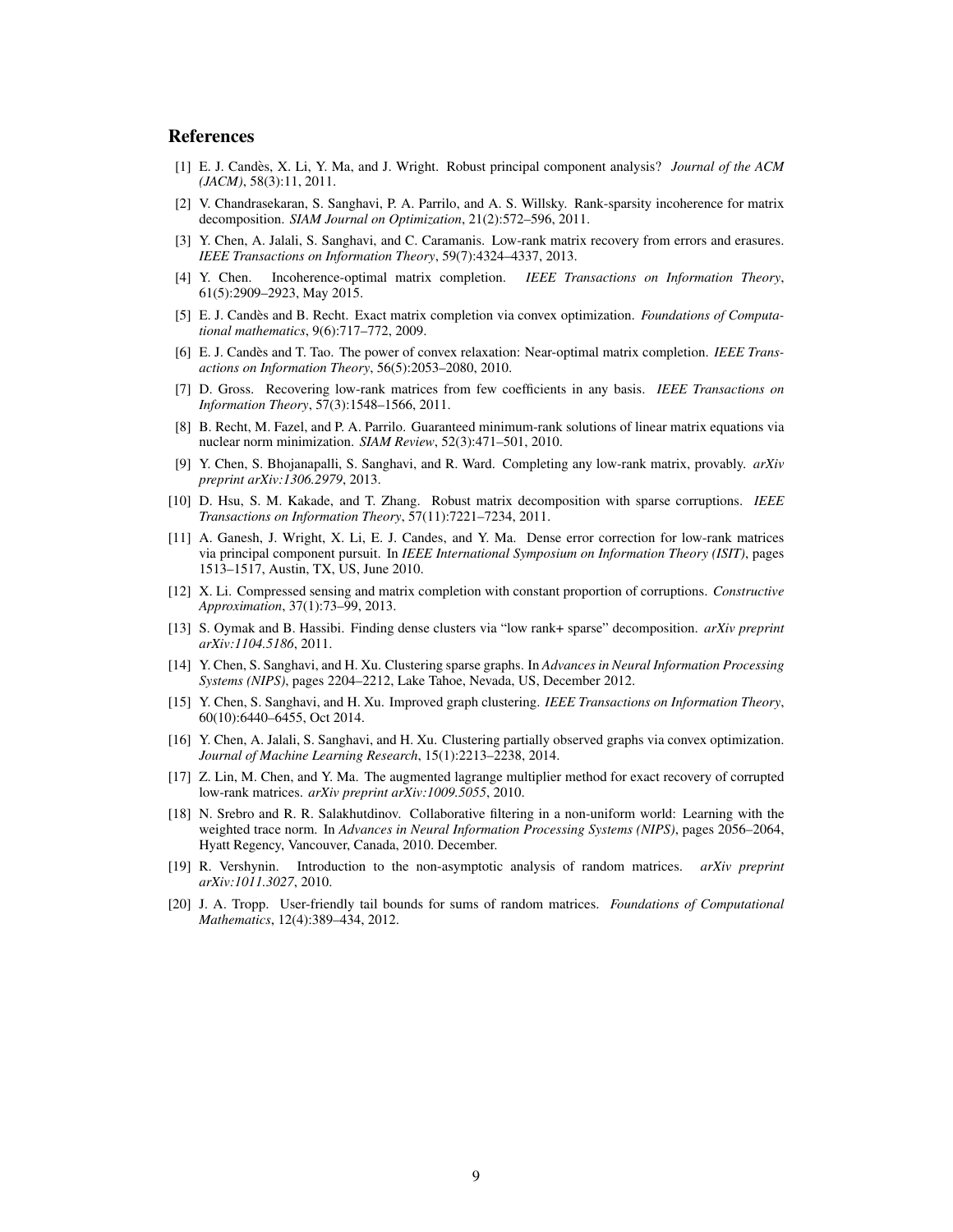## References

[1] E. J. Candès, X. Li, Y. Ma, and J. Wright. Robust principal component analysis? *Journal of the ACM (JACM)*, 58(3):11, 2011.

[2] V. Chandrasekaran, S. Sanghavi, P. A. Parrilo, and A. S. Willsky. Rank-sparsity incoherence for matrix decomposition. *SIAM Journal on Optimization*, 21(2):572–596, 2011.

[3] Y. Chen, A. Jalali, S. Sanghavi, and C. Caramanis. Low-rank matrix recovery from errors and erasures. *IEEE Transactions on Information Theory*, 59(7):4324–4337, 2013.

[4] Y. Chen. Incoherence-optimal matrix completion. *IEEE Transactions on Information Theory*, 61(5):2909–2923, May 2015.

[5] E. J. Candès and B. Recht. Exact matrix completion via convex optimization. *Foundations of Computational mathematics*, 9(6):717–772, 2009.

[6] E. J. Candès and T. Tao. The power of convex relaxation: Near-optimal matrix completion. *IEEE Transactions on Information Theory*, 56(5):2053–2080, 2010.

[7] D. Gross. Recovering low-rank matrices from few coefficients in any basis. *IEEE Transactions on Information Theory*, 57(3):1548–1566, 2011.

[8] B. Recht, M. Fazel, and P. A. Parrilo. Guaranteed minimum-rank solutions of linear matrix equations via nuclear norm minimization. *SIAM Review*, 52(3):471–501, 2010.

[9] Y. Chen, S. Bhojanapalli, S. Sanghavi, and R. Ward. Completing any low-rank matrix, provably. *arXiv preprint arXiv:1306.2979*, 2013.

[10] D. Hsu, S. M. Kakade, and T. Zhang. Robust matrix decomposition with sparse corruptions. *IEEE Transactions on Information Theory*, 57(11):7221–7234, 2011.

[11] A. Ganesh, J. Wright, X. Li, E. J. Candes, and Y. Ma. Dense error correction for low-rank matrices via principal component pursuit. In *IEEE International Symposium on Information Theory (ISIT)*, pages 1513–1517, Austin, TX, US, June 2010.

[12] X. Li. Compressed sensing and matrix completion with constant proportion of corruptions. *Constructive Approximation*, 37(1):73–99, 2013.

[13] S. Oymak and B. Hassibi. Finding dense clusters via "low rank+ sparse" decomposition. *arXiv preprint arXiv:1104.5186*, 2011.

[14] Y. Chen, S. Sanghavi, and H. Xu. Clustering sparse graphs. In *Advances in Neural Information Processing Systems (NIPS)*, pages 2204–2212, Lake Tahoe, Nevada, US, December 2012.

[15] Y. Chen, S. Sanghavi, and H. Xu. Improved graph clustering. *IEEE Transactions on Information Theory*, 60(10):6440–6455, Oct 2014.

[16] Y. Chen, A. Jalali, S. Sanghavi, and H. Xu. Clustering partially observed graphs via convex optimization. *Journal of Machine Learning Research*, 15(1):2213–2238, 2014.

[17] Z. Lin, M. Chen, and Y. Ma. The augmented lagrange multiplier method for exact recovery of corrupted low-rank matrices. *arXiv preprint arXiv:1009.5055*, 2010.

[18] N. Srebro and R. R. Salakhutdinov. Collaborative filtering in a non-uniform world: Learning with the weighted trace norm. In *Advances in Neural Information Processing Systems (NIPS)*, pages 2056–2064, Hyatt Regency, Vancouver, Canada, 2010. December.

[19] R. Vershynin. Introduction to the non-asymptotic analysis of random matrices. *arXiv preprint arXiv:1011.3027*, 2010.

[20] J. A. Tropp. User-friendly tail bounds for sums of random matrices. *Foundations of Computational Mathematics*, 12(4):389–434, 2012.